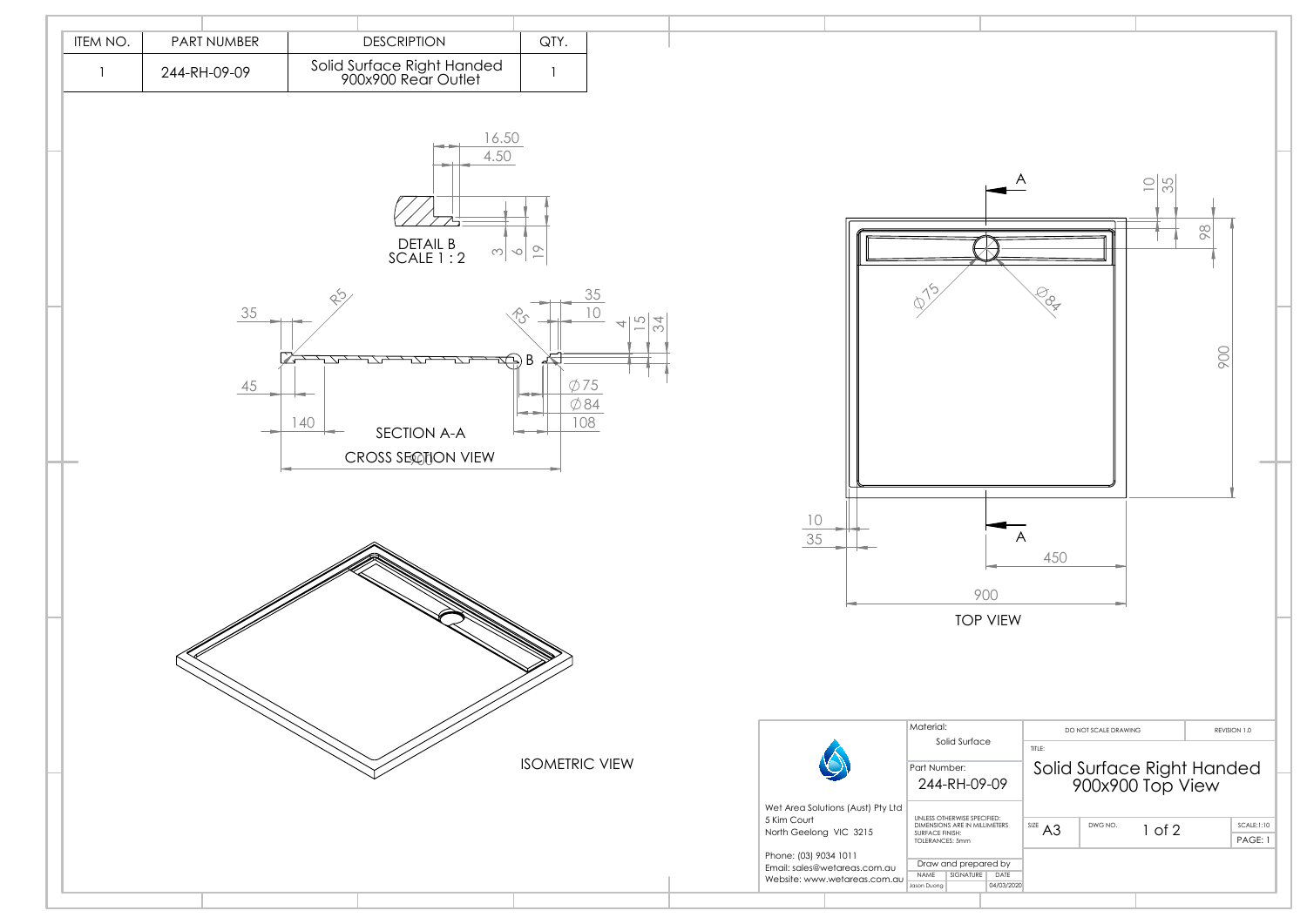| ITEM NO. | PART NUMBER | DESCRIPTION | QTY. |
| --- | --- | --- | --- |
| 1 | 244-RH-09-09 | Solid Surface Right Handed 900x900 Rear Outlet | 1 |

DETAIL B
SCALE 1 : 2

16.50
4.50
3
6
19

SECTION A-A
CROSS SECTION VIEW

35
R5
45
140
900
R5
35
10
4
15
34
B
⌀75
⌀84
108

ISOMETRIC VIEW

TOP VIEW

A
A
⌀75
⌀84
10
35
98
900
10
35
450
900

| Material: | |
| --- | --- |
| Solid Surface | |
| Part Number: | 244-RH-09-09 |

Wet Area Solutions (Aust) Pty Ltd
5 Kim Court
North Geelong VIC 3215

Phone: (03) 9034 1011
Email: sales@wetareas.com.au
Website: www.wetareas.com.au

UNLESS OTHERWISE SPECIFIED:
DIMENSIONS ARE IN MILLIMETERS
SURFACE FINISH:
TOLERANCES: 5mm

Draw and prepared by

| NAME | SIGNATURE | DATE |
| --- | --- | --- |
| Jason Duong | | 04/03/2020 |

DO NOT SCALE DRAWING
REVISION 1.0

TITLE:
Solid Surface Right Handed 900x900 Top View

SIZE A3
DWG NO.
SCALE:1:10
PAGE: 1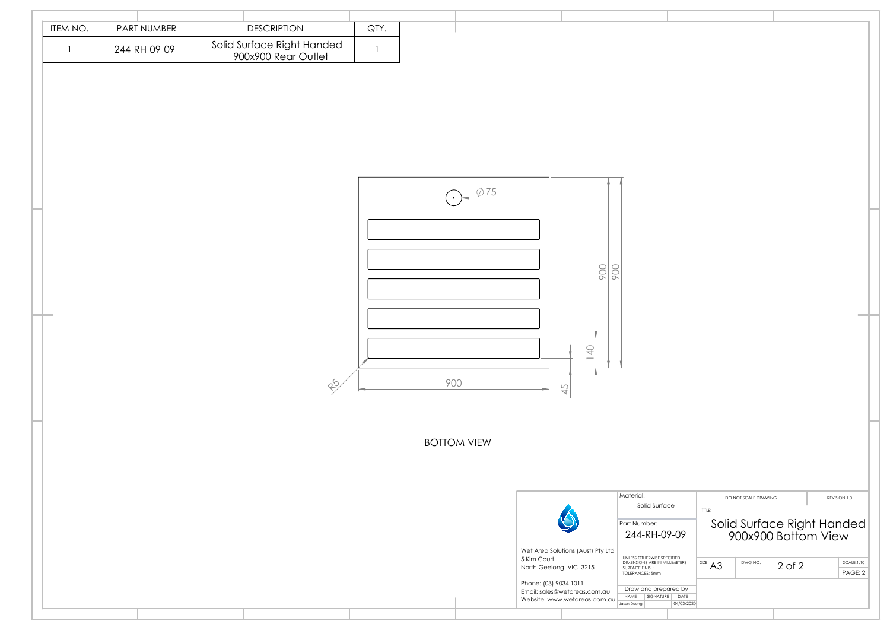| ITEM NO. | PART NUMBER | DESCRIPTION | QTY. |
| --- | --- | --- | --- |
| 1 | 244-RH-09-09 | Solid Surface Right Handed 900x900 Rear Outlet | 1 |

∅75

900

900

140

R5

900

45

BOTTOM VIEW

| | | | |
| --- | --- | --- | --- |
| Wet Area Solutions (Aust) Pty Ltd<br>5 Kim Court<br>North Geelong VIC 3215<br><br>Phone: (03) 9034 1011<br>Email: sales@wetareas.com.au<br>Website: www.wetareas.com.au | Material: Solid Surface | DO NOT SCALE DRAWING | REVISION 1.0 |
| | Part Number: 244-RH-09-09 | TITLE: Solid Surface Right Handed 900x900 Bottom View | |
| | UNLESS OTHERWISE SPECIFIED:<br>DIMENSIONS ARE IN MILLIMETERS<br>SURFACE FINISH:<br>TOLERANCES: 5mm | SIZE A3 / DWG NO. 2 of 2 | SCALE:1:10<br>PAGE: 2 |
| | Draw and prepared by<br>NAME: Jason Duong / SIGNATURE: / DATE: 04/03/2020 | | |